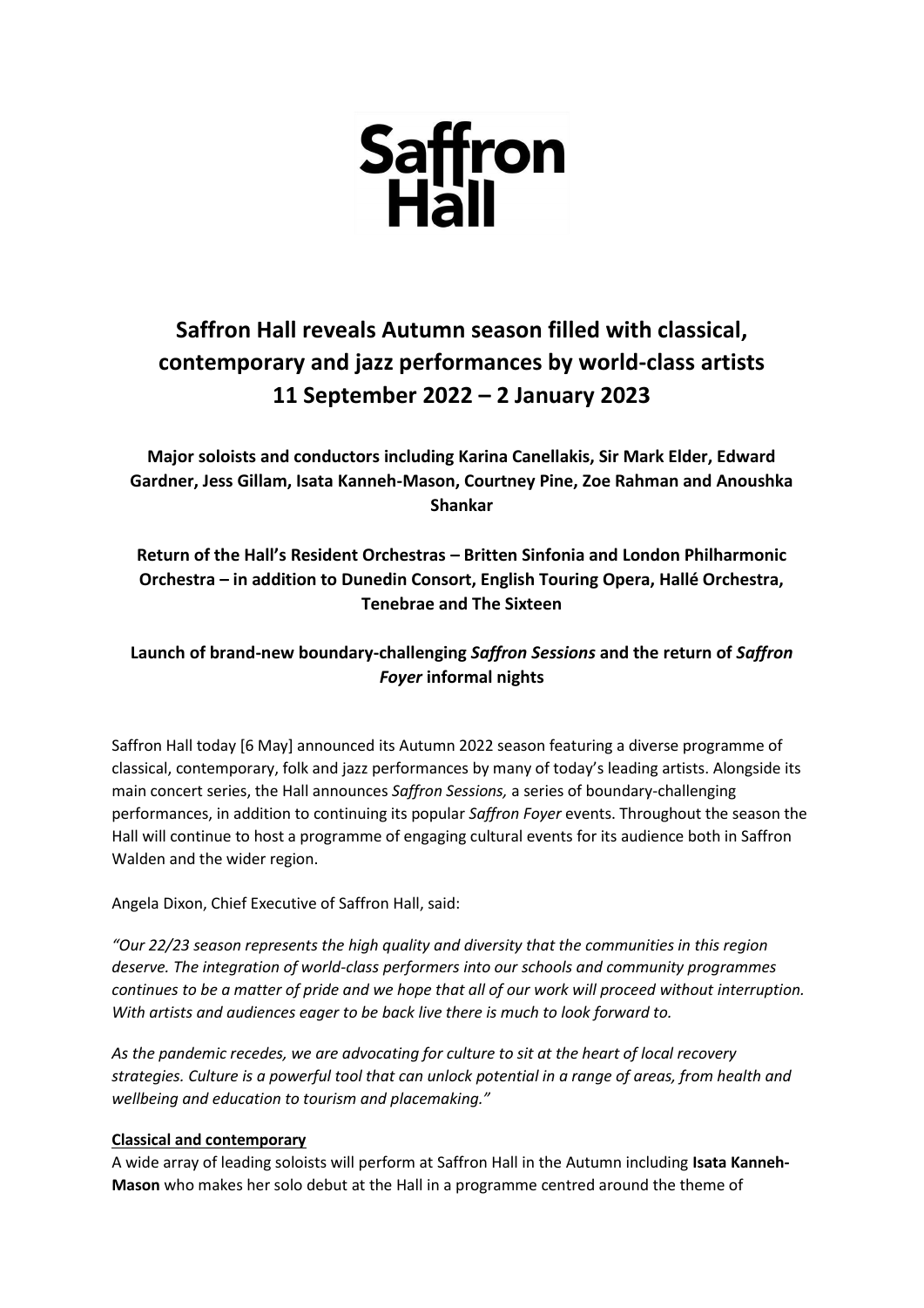Saffron Hall

# Saffron Hall reveals Autumn season filled with classical, contemporary and jazz performances by world-class artists 11 September 2022 – 2 January 2023

**Major soloists and conductors including Karina Canellakis, Sir Mark Elder, Edward Gardner, Jess Gillam, Isata Kanneh-Mason, Courtney Pine, Zoe Rahman and Anoushka Shankar**

**Return of the Hall's Resident Orchestras – Britten Sinfonia and London Philharmonic Orchestra – in addition to Dunedin Consort, English Touring Opera, Hallé Orchestra, Tenebrae and The Sixteen**

**Launch of brand-new boundary-challenging *Saffron Sessions* and the return of *Saffron Foyer* informal nights**

Saffron Hall today [6 May] announced its Autumn 2022 season featuring a diverse programme of classical, contemporary, folk and jazz performances by many of today's leading artists. Alongside its main concert series, the Hall announces *Saffron Sessions,* a series of boundary-challenging performances, in addition to continuing its popular *Saffron Foyer* events. Throughout the season the Hall will continue to host a programme of engaging cultural events for its audience both in Saffron Walden and the wider region.

Angela Dixon, Chief Executive of Saffron Hall, said:

*"Our 22/23 season represents the high quality and diversity that the communities in this region deserve. The integration of world-class performers into our schools and community programmes continues to be a matter of pride and we hope that all of our work will proceed without interruption. With artists and audiences eager to be back live there is much to look forward to.*

*As the pandemic recedes, we are advocating for culture to sit at the heart of local recovery strategies. Culture is a powerful tool that can unlock potential in a range of areas, from health and wellbeing and education to tourism and placemaking."*

**Classical and contemporary**

A wide array of leading soloists will perform at Saffron Hall in the Autumn including **Isata Kanneh-Mason** who makes her solo debut at the Hall in a programme centred around the theme of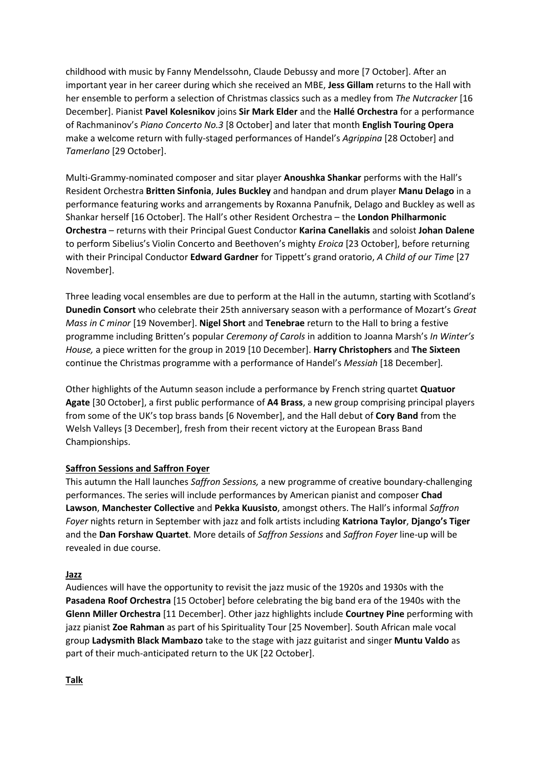childhood with music by Fanny Mendelssohn, Claude Debussy and more [7 October]. After an important year in her career during which she received an MBE, **Jess Gillam** returns to the Hall with her ensemble to perform a selection of Christmas classics such as a medley from *The Nutcracker* [16 December]. Pianist **Pavel Kolesnikov** joins **Sir Mark Elder** and the **Hallé Orchestra** for a performance of Rachmaninov's *Piano Concerto No.3* [8 October] and later that month **English Touring Opera** make a welcome return with fully-staged performances of Handel's *Agrippina* [28 October] and *Tamerlano* [29 October].

Multi-Grammy-nominated composer and sitar player **Anoushka Shankar** performs with the Hall's Resident Orchestra **Britten Sinfonia**, **Jules Buckley** and handpan and drum player **Manu Delago** in a performance featuring works and arrangements by Roxanna Panufnik, Delago and Buckley as well as Shankar herself [16 October]. The Hall's other Resident Orchestra – the **London Philharmonic Orchestra** – returns with their Principal Guest Conductor **Karina Canellakis** and soloist **Johan Dalene** to perform Sibelius's Violin Concerto and Beethoven's mighty *Eroica* [23 October], before returning with their Principal Conductor **Edward Gardner** for Tippett's grand oratorio, *A Child of our Time* [27 November].

Three leading vocal ensembles are due to perform at the Hall in the autumn, starting with Scotland's **Dunedin Consort** who celebrate their 25th anniversary season with a performance of Mozart's *Great Mass in C minor* [19 November]. **Nigel Short** and **Tenebrae** return to the Hall to bring a festive programme including Britten's popular *Ceremony of Carols* in addition to Joanna Marsh's *In Winter's House,* a piece written for the group in 2019 [10 December]. **Harry Christophers** and **The Sixteen** continue the Christmas programme with a performance of Handel's *Messiah* [18 December].

Other highlights of the Autumn season include a performance by French string quartet **Quatuor Agate** [30 October], a first public performance of **A4 Brass**, a new group comprising principal players from some of the UK's top brass bands [6 November], and the Hall debut of **Cory Band** from the Welsh Valleys [3 December], fresh from their recent victory at the European Brass Band Championships.

**Saffron Sessions and Saffron Foyer**

This autumn the Hall launches *Saffron Sessions,* a new programme of creative boundary-challenging performances. The series will include performances by American pianist and composer **Chad Lawson**, **Manchester Collective** and **Pekka Kuusisto**, amongst others. The Hall's informal *Saffron Foyer* nights return in September with jazz and folk artists including **Katriona Taylor**, **Django's Tiger** and the **Dan Forshaw Quartet**. More details of *Saffron Sessions* and *Saffron Foyer* line-up will be revealed in due course.

**Jazz**

Audiences will have the opportunity to revisit the jazz music of the 1920s and 1930s with the **Pasadena Roof Orchestra** [15 October] before celebrating the big band era of the 1940s with the **Glenn Miller Orchestra** [11 December]. Other jazz highlights include **Courtney Pine** performing with jazz pianist **Zoe Rahman** as part of his Spirituality Tour [25 November]. South African male vocal group **Ladysmith Black Mambazo** take to the stage with jazz guitarist and singer **Muntu Valdo** as part of their much-anticipated return to the UK [22 October].

**Talk**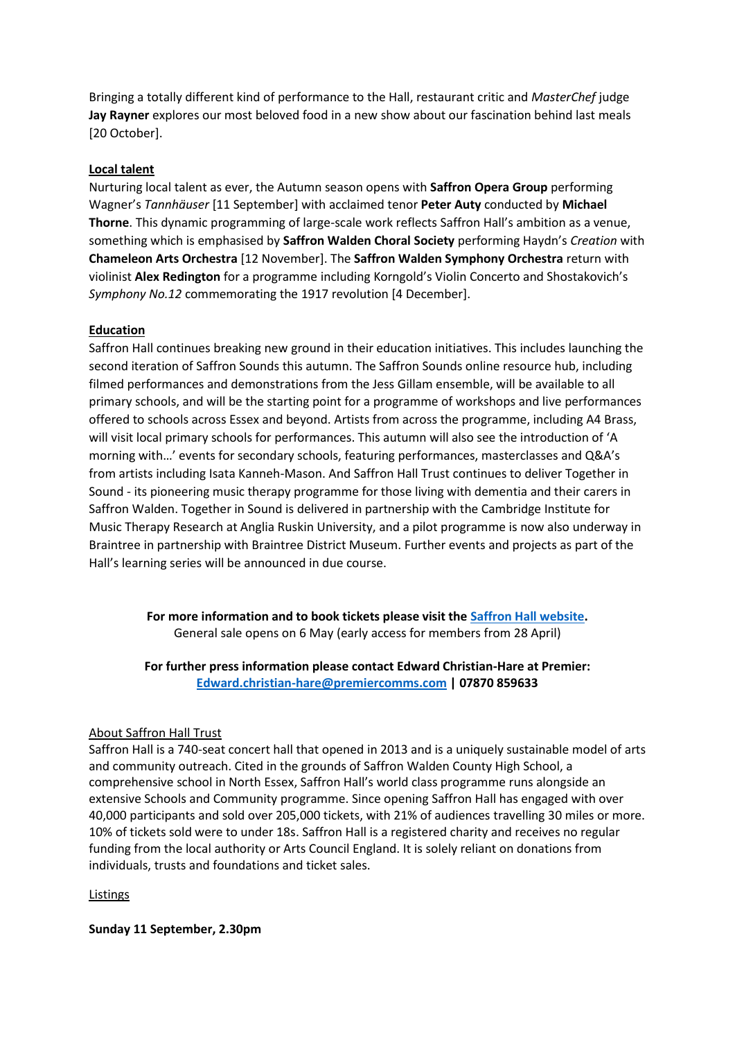Bringing a totally different kind of performance to the Hall, restaurant critic and *MasterChef* judge **Jay Rayner** explores our most beloved food in a new show about our fascination behind last meals [20 October].

**Local talent**

Nurturing local talent as ever, the Autumn season opens with **Saffron Opera Group** performing Wagner's *Tannhäuser* [11 September] with acclaimed tenor **Peter Auty** conducted by **Michael Thorne**. This dynamic programming of large-scale work reflects Saffron Hall's ambition as a venue, something which is emphasised by **Saffron Walden Choral Society** performing Haydn's *Creation* with **Chameleon Arts Orchestra** [12 November]. The **Saffron Walden Symphony Orchestra** return with violinist **Alex Redington** for a programme including Korngold's Violin Concerto and Shostakovich's *Symphony No.12* commemorating the 1917 revolution [4 December].

**Education**

Saffron Hall continues breaking new ground in their education initiatives. This includes launching the second iteration of Saffron Sounds this autumn. The Saffron Sounds online resource hub, including filmed performances and demonstrations from the Jess Gillam ensemble, will be available to all primary schools, and will be the starting point for a programme of workshops and live performances offered to schools across Essex and beyond. Artists from across the programme, including A4 Brass, will visit local primary schools for performances. This autumn will also see the introduction of 'A morning with…' events for secondary schools, featuring performances, masterclasses and Q&A's from artists including Isata Kanneh-Mason. And Saffron Hall Trust continues to deliver Together in Sound - its pioneering music therapy programme for those living with dementia and their carers in Saffron Walden. Together in Sound is delivered in partnership with the Cambridge Institute for Music Therapy Research at Anglia Ruskin University, and a pilot programme is now also underway in Braintree in partnership with Braintree District Museum. Further events and projects as part of the Hall's learning series will be announced in due course.

**For more information and to book tickets please visit the [Saffron Hall website](#).**
General sale opens on 6 May (early access for members from 28 April)

**For further press information please contact Edward Christian-Hare at Premier:**
**[Edward.christian-hare@premiercomms.com](mailto:Edward.christian-hare@premiercomms.com) | 07870 859633**

About Saffron Hall Trust

Saffron Hall is a 740-seat concert hall that opened in 2013 and is a uniquely sustainable model of arts and community outreach. Cited in the grounds of Saffron Walden County High School, a comprehensive school in North Essex, Saffron Hall's world class programme runs alongside an extensive Schools and Community programme. Since opening Saffron Hall has engaged with over 40,000 participants and sold over 205,000 tickets, with 21% of audiences travelling 30 miles or more. 10% of tickets sold were to under 18s. Saffron Hall is a registered charity and receives no regular funding from the local authority or Arts Council England. It is solely reliant on donations from individuals, trusts and foundations and ticket sales.

Listings

**Sunday 11 September, 2.30pm**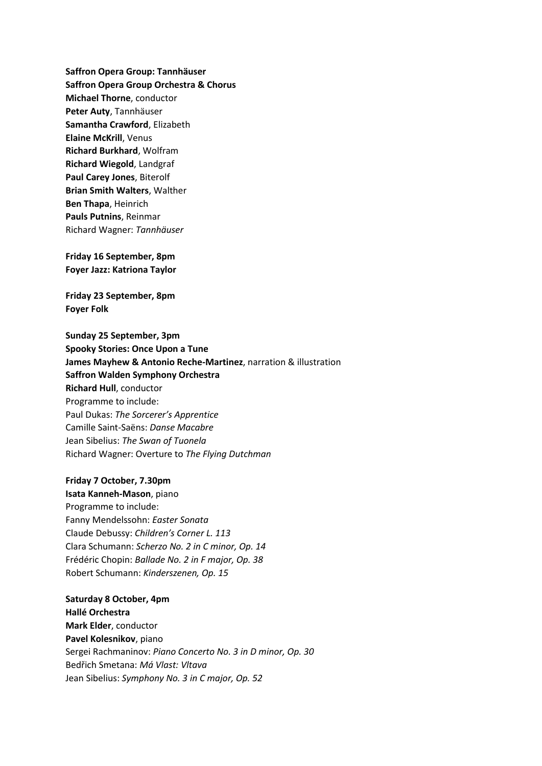**Saffron Opera Group: Tannhäuser**
**Saffron Opera Group Orchestra & Chorus**
**Michael Thorne**, conductor
**Peter Auty**, Tannhäuser
**Samantha Crawford**, Elizabeth
**Elaine McKrill**, Venus
**Richard Burkhard**, Wolfram
**Richard Wiegold**, Landgraf
**Paul Carey Jones**, Biterolf
**Brian Smith Walters**, Walther
**Ben Thapa**, Heinrich
**Pauls Putnins**, Reinmar
Richard Wagner: *Tannhäuser*

**Friday 16 September, 8pm**
**Foyer Jazz: Katriona Taylor**

**Friday 23 September, 8pm**
**Foyer Folk**

**Sunday 25 September, 3pm**
**Spooky Stories: Once Upon a Tune**
**James Mayhew & Antonio Reche-Martinez**, narration & illustration
**Saffron Walden Symphony Orchestra**
**Richard Hull**, conductor
Programme to include:
Paul Dukas: *The Sorcerer's Apprentice*
Camille Saint-Saëns: *Danse Macabre*
Jean Sibelius: *The Swan of Tuonela*
Richard Wagner: Overture to *The Flying Dutchman*

**Friday 7 October, 7.30pm**
**Isata Kanneh-Mason**, piano
Programme to include:
Fanny Mendelssohn: *Easter Sonata*
Claude Debussy: *Children's Corner L. 113*
Clara Schumann: *Scherzo No. 2 in C minor, Op. 14*
Frédéric Chopin: *Ballade No. 2 in F major, Op. 38*
Robert Schumann: *Kinderszenen, Op. 15*

**Saturday 8 October, 4pm**
**Hallé Orchestra**
**Mark Elder**, conductor
**Pavel Kolesnikov**, piano
Sergei Rachmaninov: *Piano Concerto No. 3 in D minor, Op. 30*
Bedřich Smetana: *Má Vlast: Vltava*
Jean Sibelius: *Symphony No. 3 in C major, Op. 52*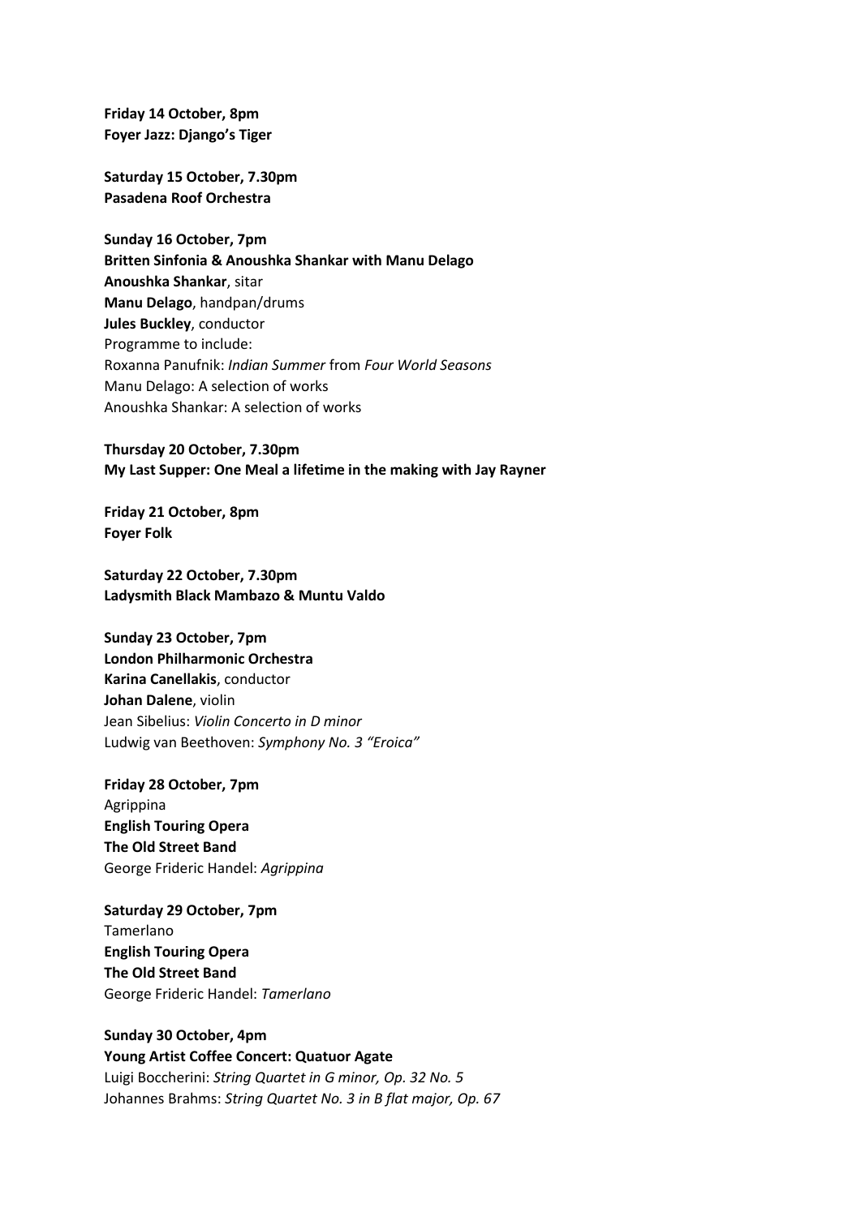**Friday 14 October, 8pm**
**Foyer Jazz: Django's Tiger**

**Saturday 15 October, 7.30pm**
**Pasadena Roof Orchestra**

**Sunday 16 October, 7pm**
**Britten Sinfonia & Anoushka Shankar with Manu Delago**
**Anoushka Shankar**, sitar
**Manu Delago**, handpan/drums
**Jules Buckley**, conductor
Programme to include:
Roxanna Panufnik: *Indian Summer* from *Four World Seasons*
Manu Delago: A selection of works
Anoushka Shankar: A selection of works

**Thursday 20 October, 7.30pm**
**My Last Supper: One Meal a lifetime in the making with Jay Rayner**

**Friday 21 October, 8pm**
**Foyer Folk**

**Saturday 22 October, 7.30pm**
**Ladysmith Black Mambazo & Muntu Valdo**

**Sunday 23 October, 7pm**
**London Philharmonic Orchestra**
**Karina Canellakis**, conductor
**Johan Dalene**, violin
Jean Sibelius: *Violin Concerto in D minor*
Ludwig van Beethoven: *Symphony No. 3 "Eroica"*

**Friday 28 October, 7pm**
Agrippina
**English Touring Opera**
**The Old Street Band**
George Frideric Handel: *Agrippina*

**Saturday 29 October, 7pm**
Tamerlano
**English Touring Opera**
**The Old Street Band**
George Frideric Handel: *Tamerlano*

**Sunday 30 October, 4pm**
**Young Artist Coffee Concert: Quatuor Agate**
Luigi Boccherini: *String Quartet in G minor, Op. 32 No. 5*
Johannes Brahms: *String Quartet No. 3 in B flat major, Op. 67*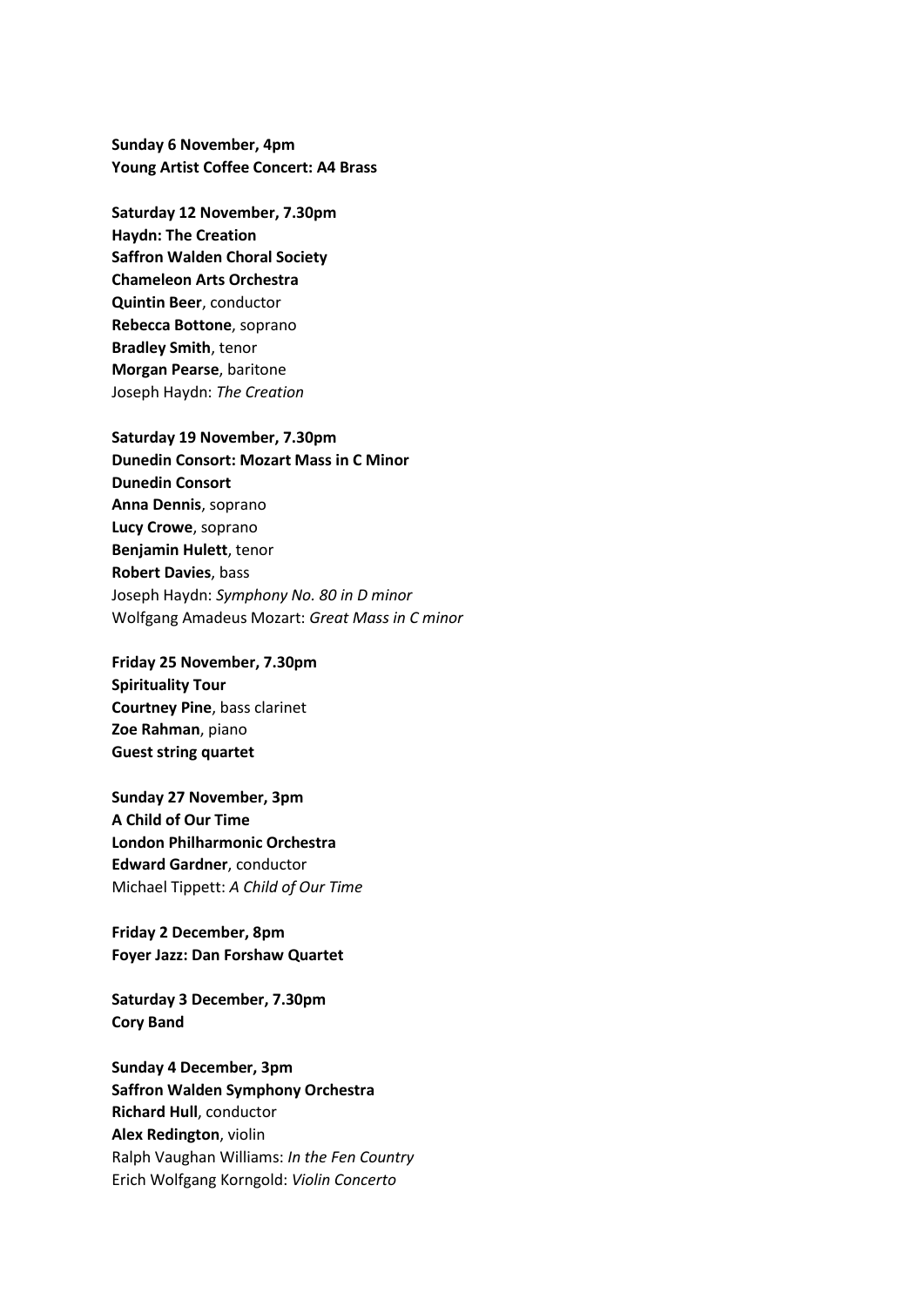**Sunday 6 November, 4pm**
**Young Artist Coffee Concert: A4 Brass**

**Saturday 12 November, 7.30pm**
**Haydn: The Creation**
**Saffron Walden Choral Society**
**Chameleon Arts Orchestra**
**Quintin Beer**, conductor
**Rebecca Bottone**, soprano
**Bradley Smith**, tenor
**Morgan Pearse**, baritone
Joseph Haydn: *The Creation*

**Saturday 19 November, 7.30pm**
**Dunedin Consort: Mozart Mass in C Minor**
**Dunedin Consort**
**Anna Dennis**, soprano
**Lucy Crowe**, soprano
**Benjamin Hulett**, tenor
**Robert Davies**, bass
Joseph Haydn: *Symphony No. 80 in D minor*
Wolfgang Amadeus Mozart: *Great Mass in C minor*

**Friday 25 November, 7.30pm**
**Spirituality Tour**
**Courtney Pine**, bass clarinet
**Zoe Rahman**, piano
**Guest string quartet**

**Sunday 27 November, 3pm**
**A Child of Our Time**
**London Philharmonic Orchestra**
**Edward Gardner**, conductor
Michael Tippett: *A Child of Our Time*

**Friday 2 December, 8pm**
**Foyer Jazz: Dan Forshaw Quartet**

**Saturday 3 December, 7.30pm**
**Cory Band**

**Sunday 4 December, 3pm**
**Saffron Walden Symphony Orchestra**
**Richard Hull**, conductor
**Alex Redington**, violin
Ralph Vaughan Williams: *In the Fen Country*
Erich Wolfgang Korngold: *Violin Concerto*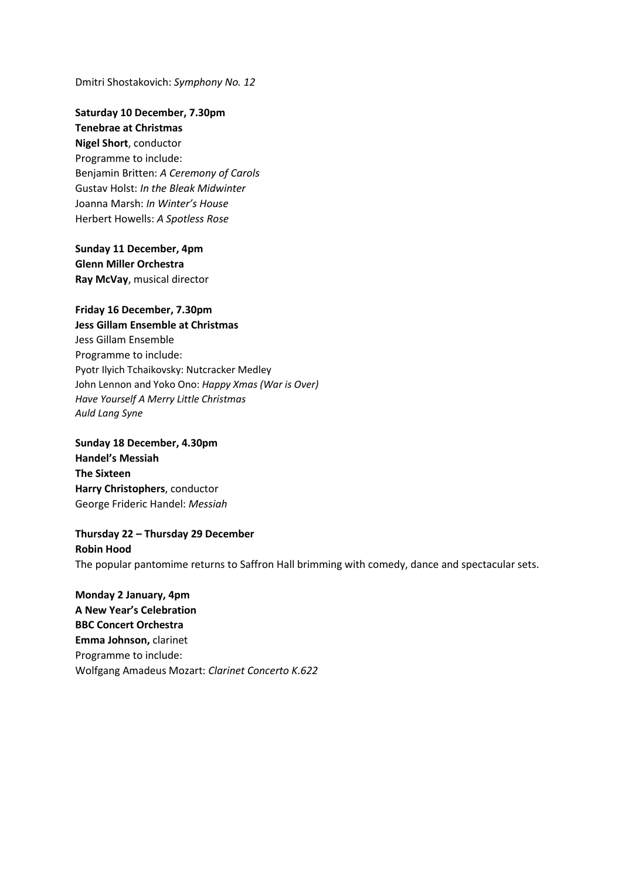Dmitri Shostakovich: *Symphony No. 12*

**Saturday 10 December, 7.30pm**
**Tenebrae at Christmas**
**Nigel Short**, conductor
Programme to include:
Benjamin Britten: *A Ceremony of Carols*
Gustav Holst: *In the Bleak Midwinter*
Joanna Marsh: *In Winter's House*
Herbert Howells: *A Spotless Rose*

**Sunday 11 December, 4pm**
**Glenn Miller Orchestra**
**Ray McVay**, musical director

**Friday 16 December, 7.30pm**
**Jess Gillam Ensemble at Christmas**
Jess Gillam Ensemble
Programme to include:
Pyotr Ilyich Tchaikovsky: Nutcracker Medley
John Lennon and Yoko Ono: *Happy Xmas (War is Over)*
*Have Yourself A Merry Little Christmas*
*Auld Lang Syne*

**Sunday 18 December, 4.30pm**
**Handel's Messiah**
**The Sixteen**
**Harry Christophers**, conductor
George Frideric Handel: *Messiah*

**Thursday 22 – Thursday 29 December**
**Robin Hood**
The popular pantomime returns to Saffron Hall brimming with comedy, dance and spectacular sets.

**Monday 2 January, 4pm**
**A New Year's Celebration**
**BBC Concert Orchestra**
**Emma Johnson,** clarinet
Programme to include:
Wolfgang Amadeus Mozart: *Clarinet Concerto K.622*